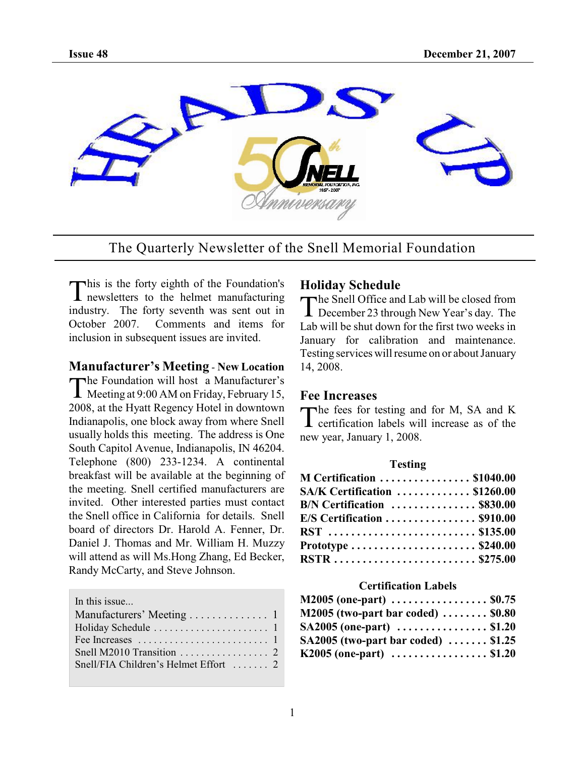Issue 48 — December 21, 2007

# HEADS UP

The Quarterly Newsletter of the Snell Memorial Foundation

This is the forty eighth of the Foundation's newsletters to the helmet manufacturing industry. The forty seventh was sent out in October 2007. Comments and items for inclusion in subsequent issues are invited.

## Manufacturer's Meeting - New Location

The Foundation will host a Manufacturer's Meeting at 9:00 AM on Friday, February 15, 2008, at the Hyatt Regency Hotel in downtown Indianapolis, one block away from where Snell usually holds this meeting. The address is One South Capitol Avenue, Indianapolis, IN 46204. Telephone (800) 233-1234. A continental breakfast will be available at the beginning of the meeting. Snell certified manufacturers are invited. Other interested parties must contact the Snell office in California for details. Snell board of directors Dr. Harold A. Fenner, Dr. Daniel J. Thomas and Mr. William H. Muzzy will attend as will Ms.Hong Zhang, Ed Becker, Randy McCarty, and Steve Johnson.

In this issue...

| | |
|---|---|
| Manufacturers' Meeting | 1 |
| Holiday Schedule | 1 |
| Fee Increases | 1 |
| Snell M2010 Transition | 2 |
| Snell/FIA Children's Helmet Effort | 2 |

## Holiday Schedule

The Snell Office and Lab will be closed from December 23 through New Year's day. The Lab will be shut down for the first two weeks in January for calibration and maintenance. Testing services will resume on or about January 14, 2008.

## Fee Increases

The fees for testing and for M, SA and K certification labels will increase as of the new year, January 1, 2008.

**Testing**

| | |
|---|---|
| **M Certification** | **$1040.00** |
| **SA/K Certification** | **$1260.00** |
| **B/N Certification** | **$830.00** |
| **E/S Certification** | **$910.00** |
| **RST** | **$135.00** |
| **Prototype** | **$240.00** |
| **RSTR** | **$275.00** |

**Certification Labels**

| | |
|---|---|
| **M2005 (one-part)** | **$0.75** |
| **M2005 (two-part bar coded)** | **$0.80** |
| **SA2005 (one-part)** | **$1.20** |
| **SA2005 (two-part bar coded)** | **$1.25** |
| **K2005 (one-part)** | **$1.20** |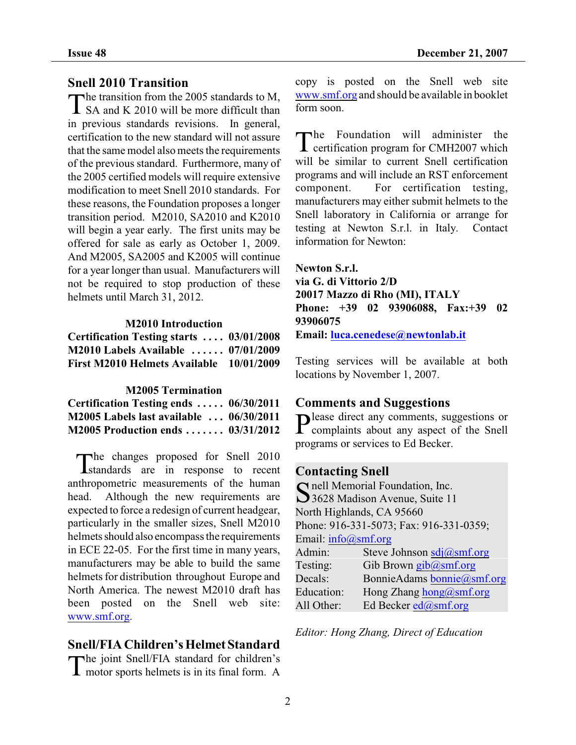## Snell 2010 Transition

The transition from the 2005 standards to M, SA and K 2010 will be more difficult than in previous standards revisions. In general, certification to the new standard will not assure that the same model also meets the requirements of the previous standard. Furthermore, many of the 2005 certified models will require extensive modification to meet Snell 2010 standards. For these reasons, the Foundation proposes a longer transition period. M2010, SA2010 and K2010 will begin a year early. The first units may be offered for sale as early as October 1, 2009. And M2005, SA2005 and K2005 will continue for a year longer than usual. Manufacturers will not be required to stop production of these helmets until March 31, 2012.

**M2010 Introduction**

| | |
|---|---|
| **Certification Testing starts** | **03/01/2008** |
| **M2010 Labels Available** | **07/01/2009** |
| **First M2010 Helmets Available** | **10/01/2009** |

**M2005 Termination**

| | |
|---|---|
| **Certification Testing ends** | **06/30/2011** |
| **M2005 Labels last available** | **06/30/2011** |
| **M2005 Production ends** | **03/31/2012** |

The changes proposed for Snell 2010 standards are in response to recent anthropometric measurements of the human head. Although the new requirements are expected to force a redesign of current headgear, particularly in the smaller sizes, Snell M2010 helmets should also encompass the requirements in ECE 22-05. For the first time in many years, manufacturers may be able to build the same helmets for distribution throughout Europe and North America. The newest M2010 draft has been posted on the Snell web site: www.smf.org.

## Snell/FIA Children's Helmet Standard

The joint Snell/FIA standard for children's motor sports helmets is in its final form. A copy is posted on the Snell web site www.smf.org and should be available in booklet form soon.

The Foundation will administer the certification program for CMH2007 which will be similar to current Snell certification programs and will include an RST enforcement component. For certification testing, manufacturers may either submit helmets to the Snell laboratory in California or arrange for testing at Newton S.r.l. in Italy. Contact information for Newton:

**Newton S.r.l.**
**via G. di Vittorio 2/D**
**20017 Mazzo di Rho (MI), ITALY**
**Phone: +39 02 93906088, Fax:+39 02 93906075**
**Email: luca.cenedese@newtonlab.it**

Testing services will be available at both locations by November 1, 2007.

## Comments and Suggestions

Please direct any comments, suggestions or complaints about any aspect of the Snell programs or services to Ed Becker.

## Contacting Snell

Snell Memorial Foundation, Inc.
3628 Madison Avenue, Suite 11
North Highlands, CA 95660
Phone: 916-331-5073; Fax: 916-331-0359;
Email: info@smf.org

| | |
|---|---|
| Admin: | Steve Johnson sdj@smf.org |
| Testing: | Gib Brown gib@smf.org |
| Decals: | BonnieAdams bonnie@smf.org |
| Education: | Hong Zhang hong@smf.org |
| All Other: | Ed Becker ed@smf.org |

*Editor: Hong Zhang, Direct of Education*